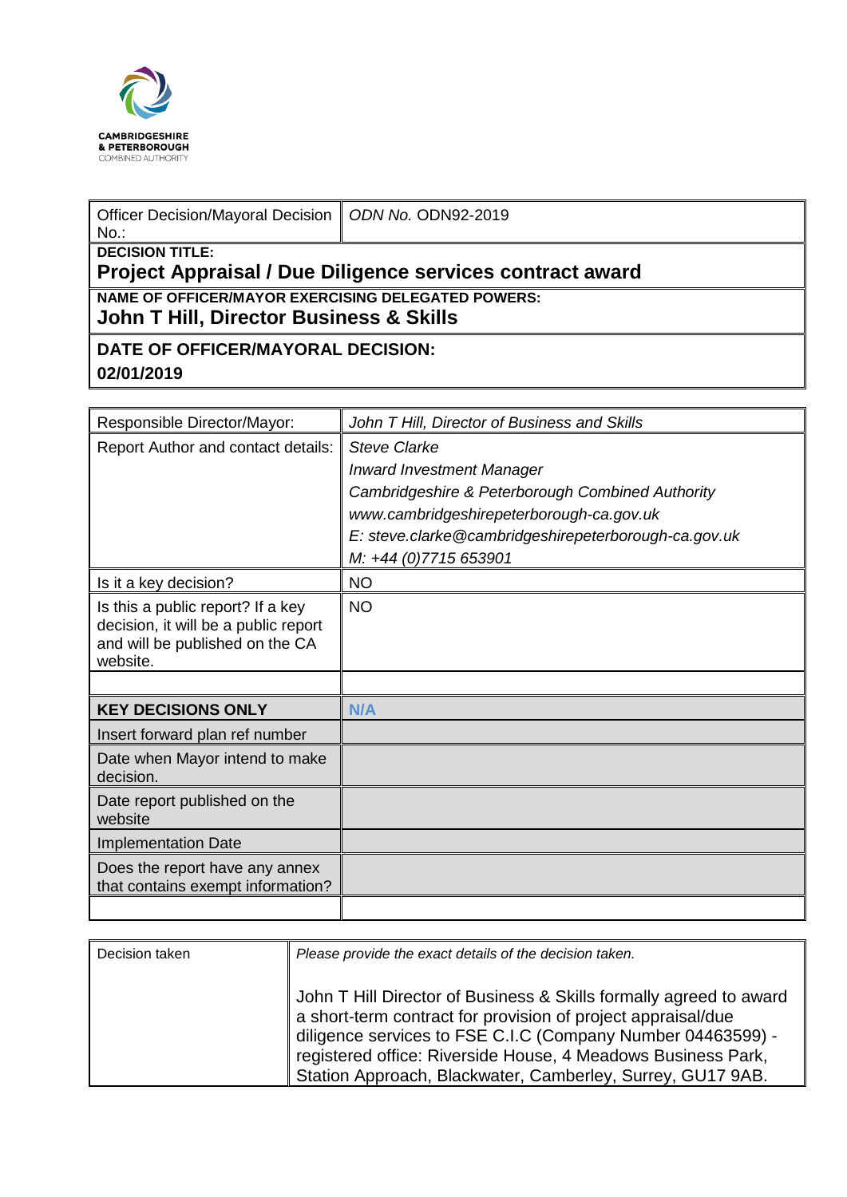CAMBRIDGESHIRE
& PETERBOROUGH
COMBINED AUTHORITY

| Officer Decision/Mayoral Decision No.: | *ODN No.* ODN92-2019 |
|---|---|
| **DECISION TITLE:** **Project Appraisal / Due Diligence services contract award** | |
| **NAME OF OFFICER/MAYOR EXERCISING DELEGATED POWERS:** **John T Hill, Director Business & Skills** | |
| **DATE OF OFFICER/MAYORAL DECISION:** **02/01/2019** | |

| Responsible Director/Mayor: | *John T Hill, Director of Business and Skills* |
|---|---|
| Report Author and contact details: | *Steve Clarke*<br>*Inward Investment Manager*<br>*Cambridgeshire & Peterborough Combined Authority*<br>*www.cambridgeshirepeterborough-ca.gov.uk*<br>*E: steve.clarke@cambridgeshirepeterborough-ca.gov.uk*<br>*M: +44 (0)7715 653901* |
| Is it a key decision? | NO |
| Is this a public report? If a key decision, it will be a public report and will be published on the CA website. | NO |
| | |
| **KEY DECISIONS ONLY** | **N/A** |
| Insert forward plan ref number | |
| Date when Mayor intend to make decision. | |
| Date report published on the website | |
| Implementation Date | |
| Does the report have any annex that contains exempt information? | |
| | |

| Decision taken | *Please provide the exact details of the decision taken.*<br><br>John T Hill Director of Business & Skills formally agreed to award a short-term contract for provision of project appraisal/due diligence services to FSE C.I.C (Company Number 04463599) - registered office: Riverside House, 4 Meadows Business Park, Station Approach, Blackwater, Camberley, Surrey, GU17 9AB. |
|---|---|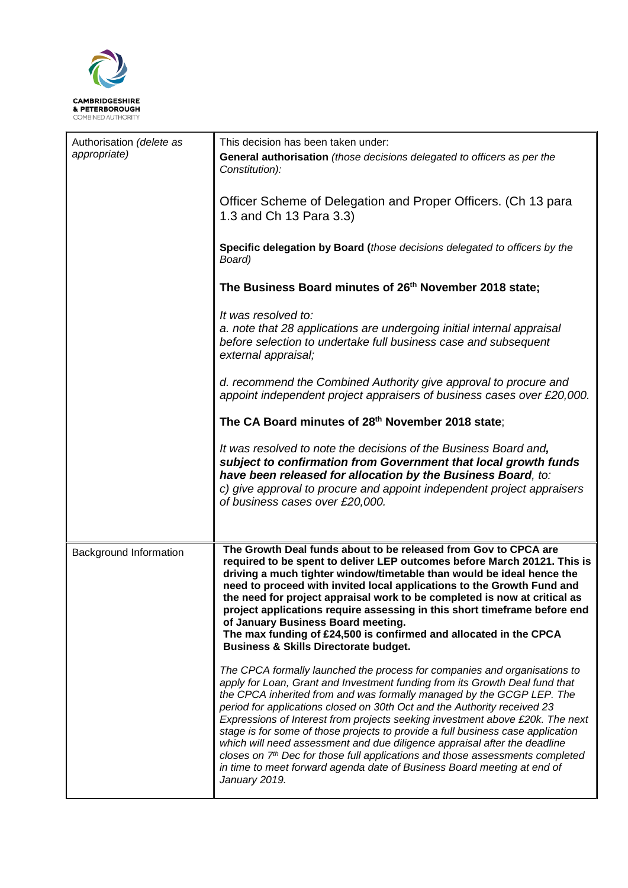CAMBRIDGESHIRE & PETERBOROUGH COMBINED AUTHORITY

| | |
|---|---|
| Authorisation *(delete as appropriate)* | This decision has been taken under:<br>**General authorisation** *(those decisions delegated to officers as per the Constitution):*<br><br>Officer Scheme of Delegation and Proper Officers. (Ch 13 para 1.3 and Ch 13 Para 3.3)<br><br>**Specific delegation by Board (***those decisions delegated to officers by the Board)*<br><br>**The Business Board minutes of 26th November 2018 state;**<br><br>*It was resolved to:*<br>*a. note that 28 applications are undergoing initial internal appraisal before selection to undertake full business case and subsequent external appraisal;*<br><br>*d. recommend the Combined Authority give approval to procure and appoint independent project appraisers of business cases over £20,000.*<br><br>**The CA Board minutes of 28th November 2018 state**;<br><br>*It was resolved to note the decisions of the Business Board and,* ***subject to confirmation from Government that local growth funds have been released for allocation by the Business Board****, to:*<br>*c) give approval to procure and appoint independent project appraisers of business cases over £20,000.* |
| Background Information | **The Growth Deal funds about to be released from Gov to CPCA are required to be spent to deliver LEP outcomes before March 20121. This is driving a much tighter window/timetable than would be ideal hence the need to proceed with invited local applications to the Growth Fund and the need for project appraisal work to be completed is now at critical as project applications require assessing in this short timeframe before end of January Business Board meeting.**<br>**The max funding of £24,500 is confirmed and allocated in the CPCA Business & Skills Directorate budget.**<br><br>*The CPCA formally launched the process for companies and organisations to apply for Loan, Grant and Investment funding from its Growth Deal fund that the CPCA inherited from and was formally managed by the GCGP LEP. The period for applications closed on 30th Oct and the Authority received 23 Expressions of Interest from projects seeking investment above £20k. The next stage is for some of those projects to provide a full business case application which will need assessment and due diligence appraisal after the deadline closes on 7th Dec for those full applications and those assessments completed in time to meet forward agenda date of Business Board meeting at end of January 2019.* |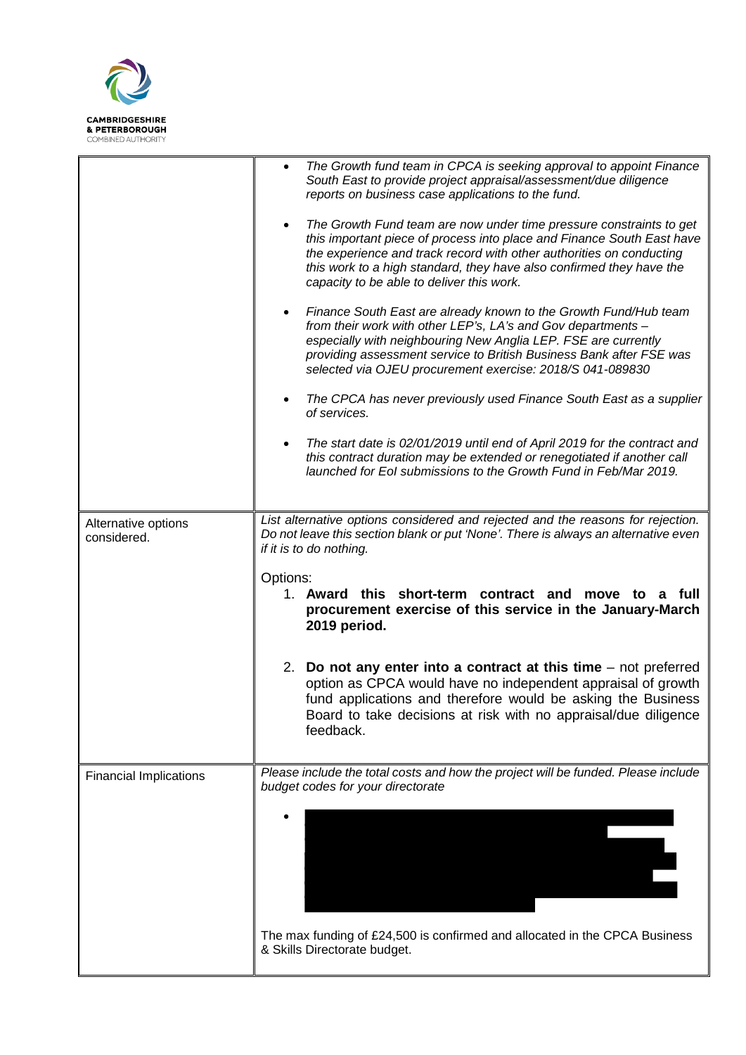| | |
|---|---|
| | • *The Growth fund team in CPCA is seeking approval to appoint Finance South East to provide project appraisal/assessment/due diligence reports on business case applications to the fund.*<br><br>• *The Growth Fund team are now under time pressure constraints to get this important piece of process into place and Finance South East have the experience and track record with other authorities on conducting this work to a high standard, they have also confirmed they have the capacity to be able to deliver this work.*<br><br>• *Finance South East are already known to the Growth Fund/Hub team from their work with other LEP's, LA's and Gov departments – especially with neighbouring New Anglia LEP. FSE are currently providing assessment service to British Business Bank after FSE was selected via OJEU procurement exercise: 2018/S 041-089830*<br><br>• *The CPCA has never previously used Finance South East as a supplier of services.*<br><br>• *The start date is 02/01/2019 until end of April 2019 for the contract and this contract duration may be extended or renegotiated if another call launched for EoI submissions to the Growth Fund in Feb/Mar 2019.* |
| Alternative options considered. | *List alternative options considered and rejected and the reasons for rejection. Do not leave this section blank or put 'None'. There is always an alternative even if it is to do nothing.*<br><br>Options:<br>1. **Award this short-term contract and move to a full procurement exercise of this service in the January-March 2019 period.**<br><br>2. **Do not any enter into a contract at this time** – not preferred option as CPCA would have no independent appraisal of growth fund applications and therefore would be asking the Business Board to take decisions at risk with no appraisal/due diligence feedback. |
| Financial Implications | *Please include the total costs and how the project will be funded. Please include budget codes for your directorate*<br><br>• [Redacted]<br><br>The max funding of £24,500 is confirmed and allocated in the CPCA Business & Skills Directorate budget. |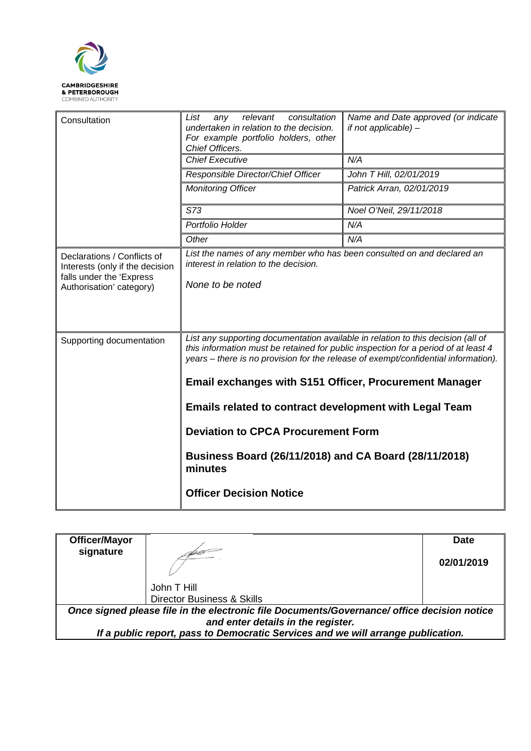CAMBRIDGESHIRE & PETERBOROUGH COMBINED AUTHORITY

| | | |
|---|---|---|
| Consultation | *List any relevant consultation undertaken in relation to the decision. For example portfolio holders, other Chief Officers.* | *Name and Date approved (or indicate if not applicable) –* |
| | *Chief Executive* | *N/A* |
| | *Responsible Director/Chief Officer* | *John T Hill, 02/01/2019* |
| | *Monitoring Officer* | *Patrick Arran, 02/01/2019* |
| | *S73* | *Noel O'Neil, 29/11/2018* |
| | *Portfolio Holder* | *N/A* |
| | *Other* | *N/A* |
| Declarations / Conflicts of Interests (only if the decision falls under the 'Express Authorisation' category) | *List the names of any member who has been consulted on and declared an interest in relation to the decision.*<br><br>*None to be noted* | |
| Supporting documentation | *List any supporting documentation available in relation to this decision (all of this information must be retained for public inspection for a period of at least 4 years – there is no provision for the release of exempt/confidential information).*<br><br>**Email exchanges with S151 Officer, Procurement Manager**<br><br>**Emails related to contract development with Legal Team**<br><br>**Deviation to CPCA Procurement Form**<br><br>**Business Board (26/11/2018) and CA Board (28/11/2018) minutes**<br><br>**Officer Decision Notice** | |

| | | |
|---|---|---|
| **Officer/Mayor signature** | John T Hill<br>Director Business & Skills | **Date**<br><br>**02/01/2019** |

***Once signed please file in the electronic file Documents/Governance/ office decision notice and enter details in the register.***

***If a public report, pass to Democratic Services and we will arrange publication.***